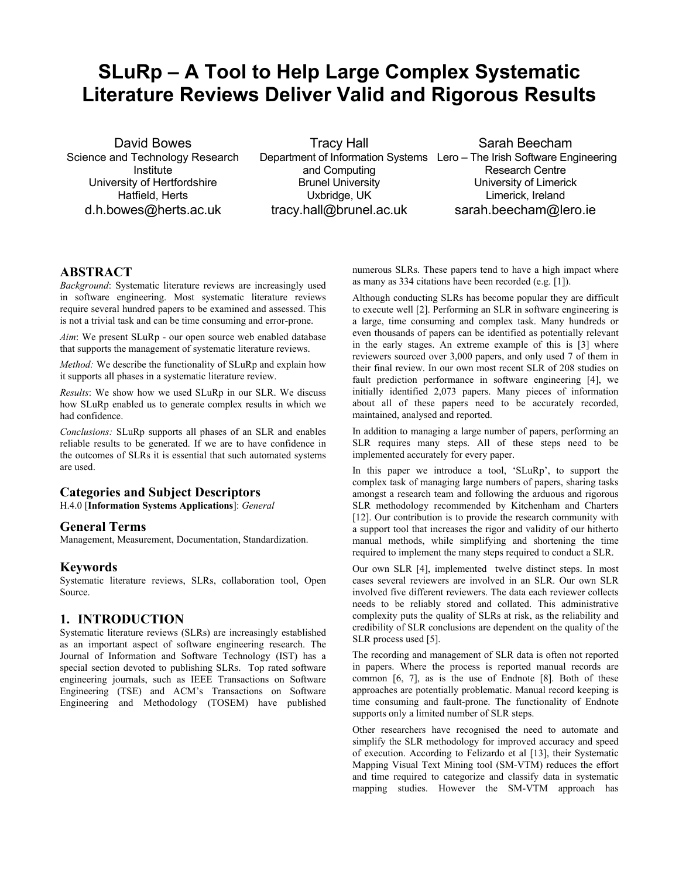# SLuRp – A Tool to Help Large Complex Systematic Literature Reviews Deliver Valid and Rigorous Results

David Bowes
Science and Technology Research Institute
University of Hertfordshire
Hatfield, Herts
d.h.bowes@herts.ac.uk

Tracy Hall
Department of Information Systems and Computing
Brunel University
Uxbridge, UK
tracy.hall@brunel.ac.uk

Sarah Beecham
Lero – The Irish Software Engineering Research Centre
University of Limerick
Limerick, Ireland
sarah.beecham@lero.ie

## ABSTRACT

*Background*: Systematic literature reviews are increasingly used in software engineering. Most systematic literature reviews require several hundred papers to be examined and assessed. This is not a trivial task and can be time consuming and error-prone.

*Aim*: We present SLuRp - our open source web enabled database that supports the management of systematic literature reviews.

*Method:* We describe the functionality of SLuRp and explain how it supports all phases in a systematic literature review.

*Results*: We show how we used SLuRp in our SLR. We discuss how SLuRp enabled us to generate complex results in which we had confidence.

*Conclusions:* SLuRp supports all phases of an SLR and enables reliable results to be generated. If we are to have confidence in the outcomes of SLRs it is essential that such automated systems are used.

### Categories and Subject Descriptors

H.4.0 [**Information Systems Applications**]: *General*

### General Terms

Management, Measurement, Documentation, Standardization.

### Keywords

Systematic literature reviews, SLRs, collaboration tool, Open Source.

## 1. INTRODUCTION

Systematic literature reviews (SLRs) are increasingly established as an important aspect of software engineering research. The Journal of Information and Software Technology (IST) has a special section devoted to publishing SLRs. Top rated software engineering journals, such as IEEE Transactions on Software Engineering (TSE) and ACM's Transactions on Software Engineering and Methodology (TOSEM) have published numerous SLRs. These papers tend to have a high impact where as many as 334 citations have been recorded (e.g. [1]).

Although conducting SLRs has become popular they are difficult to execute well [2]. Performing an SLR in software engineering is a large, time consuming and complex task. Many hundreds or even thousands of papers can be identified as potentially relevant in the early stages. An extreme example of this is [3] where reviewers sourced over 3,000 papers, and only used 7 of them in their final review. In our own most recent SLR of 208 studies on fault prediction performance in software engineering [4], we initially identified 2,073 papers. Many pieces of information about all of these papers need to be accurately recorded, maintained, analysed and reported.

In addition to managing a large number of papers, performing an SLR requires many steps. All of these steps need to be implemented accurately for every paper.

In this paper we introduce a tool, 'SLuRp', to support the complex task of managing large numbers of papers, sharing tasks amongst a research team and following the arduous and rigorous SLR methodology recommended by Kitchenham and Charters [12]. Our contribution is to provide the research community with a support tool that increases the rigor and validity of our hitherto manual methods, while simplifying and shortening the time required to implement the many steps required to conduct a SLR.

Our own SLR [4], implemented twelve distinct steps. In most cases several reviewers are involved in an SLR. Our own SLR involved five different reviewers. The data each reviewer collects needs to be reliably stored and collated. This administrative complexity puts the quality of SLRs at risk, as the reliability and credibility of SLR conclusions are dependent on the quality of the SLR process used [5].

The recording and management of SLR data is often not reported in papers. Where the process is reported manual records are common [6, 7], as is the use of Endnote [8]. Both of these approaches are potentially problematic. Manual record keeping is time consuming and fault-prone. The functionality of Endnote supports only a limited number of SLR steps.

Other researchers have recognised the need to automate and simplify the SLR methodology for improved accuracy and speed of execution. According to Felizardo et al [13], their Systematic Mapping Visual Text Mining tool (SM-VTM) reduces the effort and time required to categorize and classify data in systematic mapping studies. However the SM-VTM approach has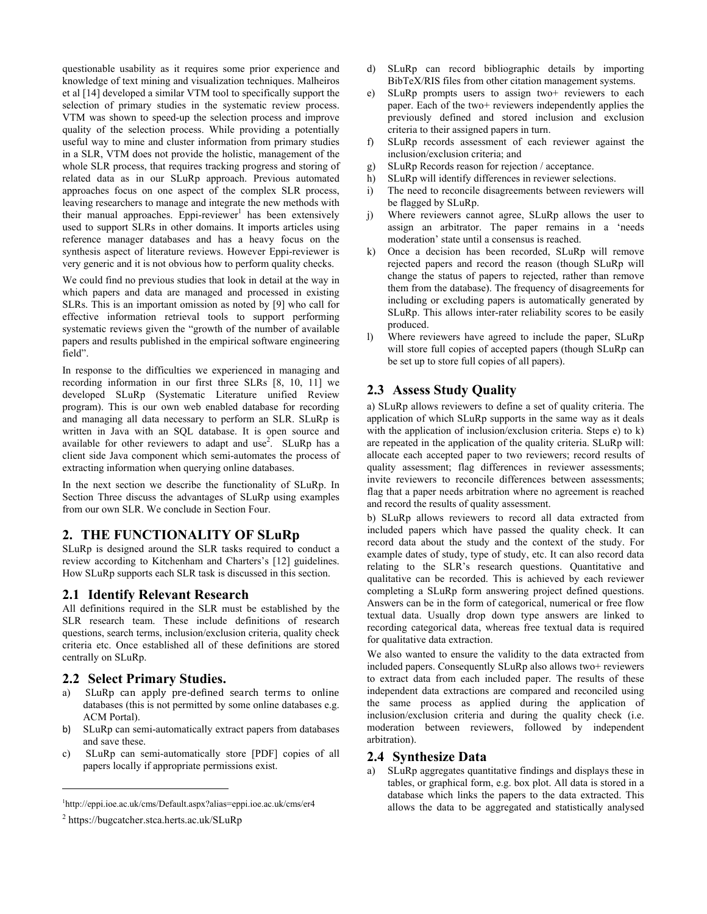questionable usability as it requires some prior experience and knowledge of text mining and visualization techniques. Malheiros et al [14] developed a similar VTM tool to specifically support the selection of primary studies in the systematic review process. VTM was shown to speed-up the selection process and improve quality of the selection process. While providing a potentially useful way to mine and cluster information from primary studies in a SLR, VTM does not provide the holistic, management of the whole SLR process, that requires tracking progress and storing of related data as in our SLuRp approach. Previous automated approaches focus on one aspect of the complex SLR process, leaving researchers to manage and integrate the new methods with their manual approaches. Eppi-reviewer[1] has been extensively used to support SLRs in other domains. It imports articles using reference manager databases and has a heavy focus on the synthesis aspect of literature reviews. However Eppi-reviewer is very generic and it is not obvious how to perform quality checks.

We could find no previous studies that look in detail at the way in which papers and data are managed and processed in existing SLRs. This is an important omission as noted by [9] who call for effective information retrieval tools to support performing systematic reviews given the "growth of the number of available papers and results published in the empirical software engineering field".

In response to the difficulties we experienced in managing and recording information in our first three SLRs [8, 10, 11] we developed SLuRp (Systematic Literature unified Review program). This is our own web enabled database for recording and managing all data necessary to perform an SLR. SLuRp is written in Java with an SQL database. It is open source and available for other reviewers to adapt and use[2]. SLuRp has a client side Java component which semi-automates the process of extracting information when querying online databases.

In the next section we describe the functionality of SLuRp. In Section Three discuss the advantages of SLuRp using examples from our own SLR. We conclude in Section Four.

## 2. THE FUNCTIONALITY OF SLuRp

SLuRp is designed around the SLR tasks required to conduct a review according to Kitchenham and Charters's [12] guidelines. How SLuRp supports each SLR task is discussed in this section.

### 2.1 Identify Relevant Research

All definitions required in the SLR must be established by the SLR research team. These include definitions of research questions, search terms, inclusion/exclusion criteria, quality check criteria etc. Once established all of these definitions are stored centrally on SLuRp.

### 2.2 Select Primary Studies.

a) SLuRp can apply pre-defined search terms to online databases (this is not permitted by some online databases e.g. ACM Portal).
b) SLuRp can semi-automatically extract papers from databases and save these.
c) SLuRp can semi-automatically store [PDF] copies of all papers locally if appropriate permissions exist.
d) SLuRp can record bibliographic details by importing BibTeX/RIS files from other citation management systems.
e) SLuRp prompts users to assign two+ reviewers to each paper. Each of the two+ reviewers independently applies the previously defined and stored inclusion and exclusion criteria to their assigned papers in turn.
f) SLuRp records assessment of each reviewer against the inclusion/exclusion criteria; and
g) SLuRp Records reason for rejection / acceptance.
h) SLuRp will identify differences in reviewer selections.
i) The need to reconcile disagreements between reviewers will be flagged by SLuRp.
j) Where reviewers cannot agree, SLuRp allows the user to assign an arbitrator. The paper remains in a 'needs moderation' state until a consensus is reached.
k) Once a decision has been recorded, SLuRp will remove rejected papers and record the reason (though SLuRp will change the status of papers to rejected, rather than remove them from the database). The frequency of disagreements for including or excluding papers is automatically generated by SLuRp. This allows inter-rater reliability scores to be easily produced.
l) Where reviewers have agreed to include the paper, SLuRp will store full copies of accepted papers (though SLuRp can be set up to store full copies of all papers).

### 2.3 Assess Study Quality

a) SLuRp allows reviewers to define a set of quality criteria. The application of which SLuRp supports in the same way as it deals with the application of inclusion/exclusion criteria. Steps e) to k) are repeated in the application of the quality criteria. SLuRp will: allocate each accepted paper to two reviewers; record results of quality assessment; flag differences in reviewer assessments; invite reviewers to reconcile differences between assessments; flag that a paper needs arbitration where no agreement is reached and record the results of quality assessment.

b) SLuRp allows reviewers to record all data extracted from included papers which have passed the quality check. It can record data about the study and the context of the study. For example dates of study, type of study, etc. It can also record data relating to the SLR's research questions. Quantitative and qualitative can be recorded. This is achieved by each reviewer completing a SLuRp form answering project defined questions. Answers can be in the form of categorical, numerical or free flow textual data. Usually drop down type answers are linked to recording categorical data, whereas free textual data is required for qualitative data extraction.

We also wanted to ensure the validity to the data extracted from included papers. Consequently SLuRp also allows two+ reviewers to extract data from each included paper. The results of these independent data extractions are compared and reconciled using the same process as applied during the application of inclusion/exclusion criteria and during the quality check (i.e. moderation between reviewers, followed by independent arbitration).

### 2.4 Synthesize Data

a) SLuRp aggregates quantitative findings and displays these in tables, or graphical form, e.g. box plot. All data is stored in a database which links the papers to the data extracted. This allows the data to be aggregated and statistically analysed

[1] http://eppi.ioe.ac.uk/cms/Default.aspx?alias=eppi.ioe.ac.uk/cms/er4

[2] https://bugcatcher.stca.herts.ac.uk/SLuRp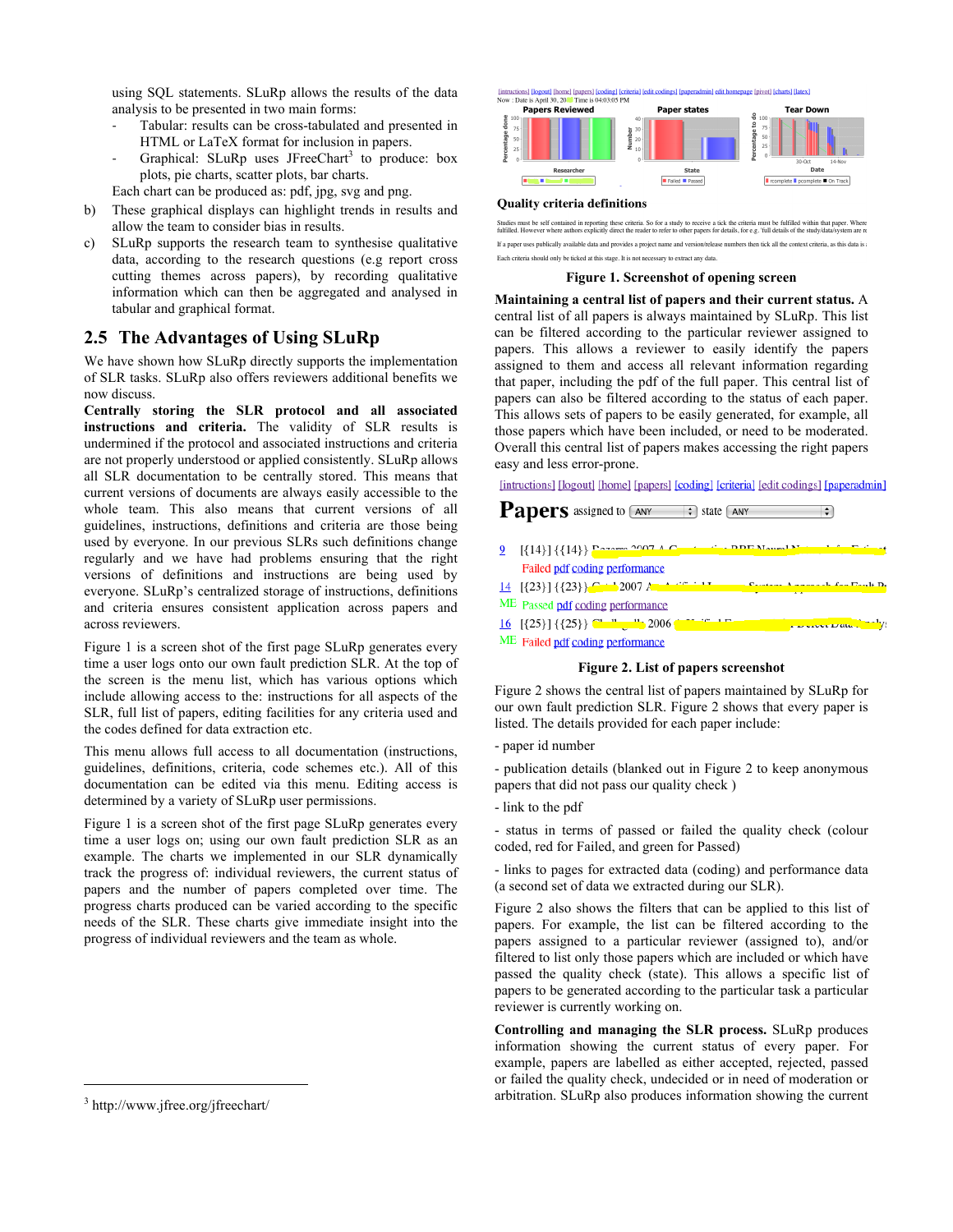using SQL statements. SLuRp allows the results of the data analysis to be presented in two main forms:

- Tabular: results can be cross-tabulated and presented in HTML or LaTeX format for inclusion in papers.
- Graphical: SLuRp uses JFreeChart[3] to produce: box plots, pie charts, scatter plots, bar charts.

Each chart can be produced as: pdf, jpg, svg and png.

b) These graphical displays can highlight trends in results and allow the team to consider bias in results.

c) SLuRp supports the research team to synthesise qualitative data, according to the research questions (e.g report cross cutting themes across papers), by recording qualitative information which can then be aggregated and analysed in tabular and graphical format.

## 2.5 The Advantages of Using SLuRp

We have shown how SLuRp directly supports the implementation of SLR tasks. SLuRp also offers reviewers additional benefits we now discuss.

**Centrally storing the SLR protocol and all associated instructions and criteria.** The validity of SLR results is undermined if the protocol and associated instructions and criteria are not properly understood or applied consistently. SLuRp allows all SLR documentation to be centrally stored. This means that current versions of documents are always easily accessible to the whole team. This also means that current versions of all guidelines, instructions, definitions and criteria are those being used by everyone. In our previous SLRs such definitions change regularly and we have had problems ensuring that the right versions of definitions and instructions are being used by everyone. SLuRp's centralized storage of instructions, definitions and criteria ensures consistent application across papers and across reviewers.

Figure 1 is a screen shot of the first page SLuRp generates every time a user logs onto our own fault prediction SLR. At the top of the screen is the menu list, which has various options which include allowing access to the: instructions for all aspects of the SLR, full list of papers, editing facilities for any criteria used and the codes defined for data extraction etc.

This menu allows full access to all documentation (instructions, guidelines, definitions, criteria, code schemes etc.). All of this documentation can be edited via this menu. Editing access is determined by a variety of SLuRp user permissions.

Figure 1 is a screen shot of the first page SLuRp generates every time a user logs on; using our own fault prediction SLR as an example. The charts we implemented in our SLR dynamically track the progress of: individual reviewers, the current status of papers and the number of papers completed over time. The progress charts produced can be varied according to the specific needs of the SLR. These charts give immediate insight into the progress of individual reviewers and the team as whole.

[3] http://www.jfree.org/jfreechart/

[intructions] [logout] [home] [papers] [coding] [criteria] [edit codings] [paperadmin] edit homepage [pivot] [charts] [latex]
Now : Date is April 30, 20__ Time is 04:03:05 PM

Papers Reviewed
Percentage done
100
75
50
25
0
Researcher

Paper states
Number
40
30
20
10
0
State
Failed Passed

Tear Down
Percentage to do
100
75
50
25
0
30-Oct 14-Nov
Date
rcomplete pcomplete On Track

**Quality criteria definitions**

Studies must be self contained in reporting these criteria. So for a study to receive a tick the criteria must be fulfilled within that paper. Where fulfilled. However where authors explicitly direct the reader to refer to other papers for details, for e.g. 'full details of the study/data/system are re

If a paper uses publically available data and provides a project name and version/release numbers then tick all the context criteria, as this data is a

Each criteria should only be ticked at this stage. It is not necessary to extract any data.

**Figure 1. Screenshot of opening screen**

**Maintaining a central list of papers and their current status.** A central list of all papers is always maintained by SLuRp. This list can be filtered according to the particular reviewer assigned to papers. This allows a reviewer to easily identify the papers assigned to them and access all relevant information regarding that paper, including the pdf of the full paper. This central list of papers can also be filtered according to the status of each paper. This allows sets of papers to be easily generated, for example, all those papers which have been included, or need to be moderated. Overall this central list of papers makes accessing the right papers easy and less error-prone.

[intructions] [logout] [home] [papers] [coding] [criteria] [edit codings] [paperadmin]

**Papers** assigned to ANY state ANY

9 [{14}] {{14}} ... 2007 ...
Failed pdf coding performance

14 [{23}] {{23}} ... 2007 ...
ME Passed pdf coding performance

16 [{25}] {{25}} ... 2006 ...
ME Failed pdf coding performance

**Figure 2. List of papers screenshot**

Figure 2 shows the central list of papers maintained by SLuRp for our own fault prediction SLR. Figure 2 shows that every paper is listed. The details provided for each paper include:

- paper id number

- publication details (blanked out in Figure 2 to keep anonymous papers that did not pass our quality check )

- link to the pdf

- status in terms of passed or failed the quality check (colour coded, red for Failed, and green for Passed)

- links to pages for extracted data (coding) and performance data (a second set of data we extracted during our SLR).

Figure 2 also shows the filters that can be applied to this list of papers. For example, the list can be filtered according to the papers assigned to a particular reviewer (assigned to), and/or filtered to list only those papers which are included or which have passed the quality check (state). This allows a specific list of papers to be generated according to the particular task a particular reviewer is currently working on.

**Controlling and managing the SLR process.** SLuRp produces information showing the current status of every paper. For example, papers are labelled as either accepted, rejected, passed or failed the quality check, undecided or in need of moderation or arbitration. SLuRp also produces information showing the current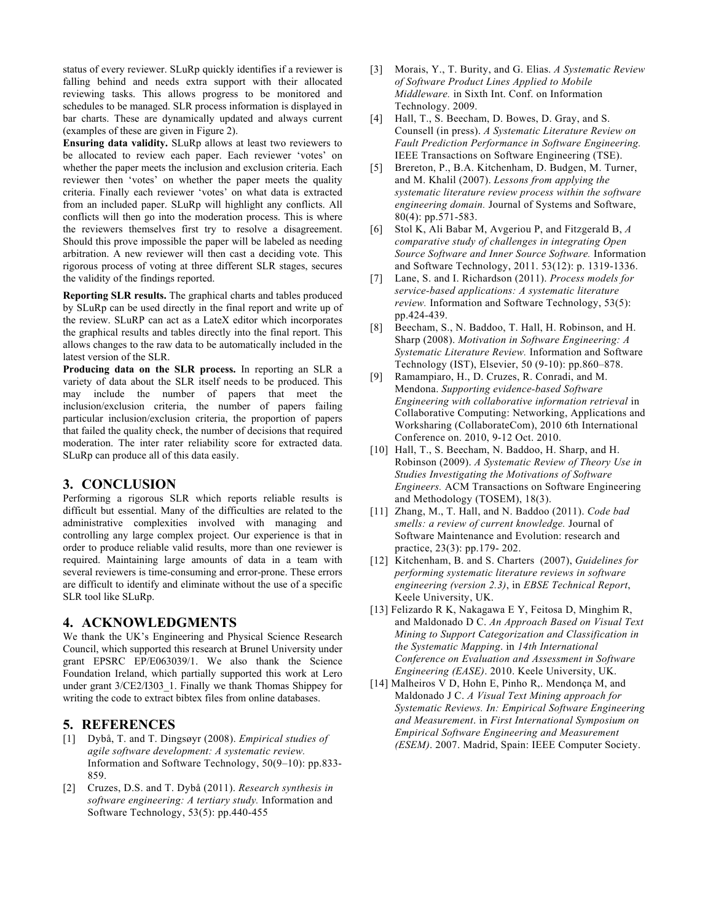status of every reviewer. SLuRp quickly identifies if a reviewer is falling behind and needs extra support with their allocated reviewing tasks. This allows progress to be monitored and schedules to be managed. SLR process information is displayed in bar charts. These are dynamically updated and always current (examples of these are given in Figure 2).

**Ensuring data validity.** SLuRp allows at least two reviewers to be allocated to review each paper. Each reviewer 'votes' on whether the paper meets the inclusion and exclusion criteria. Each reviewer then 'votes' on whether the paper meets the quality criteria. Finally each reviewer 'votes' on what data is extracted from an included paper. SLuRp will highlight any conflicts. All conflicts will then go into the moderation process. This is where the reviewers themselves first try to resolve a disagreement. Should this prove impossible the paper will be labeled as needing arbitration. A new reviewer will then cast a deciding vote. This rigorous process of voting at three different SLR stages, secures the validity of the findings reported.

**Reporting SLR results.** The graphical charts and tables produced by SLuRp can be used directly in the final report and write up of the review. SLuRP can act as a LateX editor which incorporates the graphical results and tables directly into the final report. This allows changes to the raw data to be automatically included in the latest version of the SLR.

**Producing data on the SLR process.** In reporting an SLR a variety of data about the SLR itself needs to be produced. This may include the number of papers that meet the inclusion/exclusion criteria, the number of papers failing particular inclusion/exclusion criteria, the proportion of papers that failed the quality check, the number of decisions that required moderation. The inter rater reliability score for extracted data. SLuRp can produce all of this data easily.

## 3. CONCLUSION

Performing a rigorous SLR which reports reliable results is difficult but essential. Many of the difficulties are related to the administrative complexities involved with managing and controlling any large complex project. Our experience is that in order to produce reliable valid results, more than one reviewer is required. Maintaining large amounts of data in a team with several reviewers is time-consuming and error-prone. These errors are difficult to identify and eliminate without the use of a specific SLR tool like SLuRp.

## 4. ACKNOWLEDGMENTS

We thank the UK's Engineering and Physical Science Research Council, which supported this research at Brunel University under grant EPSRC EP/E063039/1. We also thank the Science Foundation Ireland, which partially supported this work at Lero under grant 3/CE2/I303_1. Finally we thank Thomas Shippey for writing the code to extract bibtex files from online databases.

## 5. REFERENCES

[1] Dybå, T. and T. Dingsøyr (2008). *Empirical studies of agile software development: A systematic review.* Information and Software Technology, 50(9–10): pp.833-859.

[2] Cruzes, D.S. and T. Dybå (2011). *Research synthesis in software engineering: A tertiary study.* Information and Software Technology, 53(5): pp.440-455

[3] Morais, Y., T. Burity, and G. Elias. *A Systematic Review of Software Product Lines Applied to Mobile Middleware.* in Sixth Int. Conf. on Information Technology. 2009.

[4] Hall, T., S. Beecham, D. Bowes, D. Gray, and S. Counsell (in press). *A Systematic Literature Review on Fault Prediction Performance in Software Engineering.* IEEE Transactions on Software Engineering (TSE).

[5] Brereton, P., B.A. Kitchenham, D. Budgen, M. Turner, and M. Khalil (2007). *Lessons from applying the systematic literature review process within the software engineering domain.* Journal of Systems and Software, 80(4): pp.571-583.

[6] Stol K, Ali Babar M, Avgeriou P, and Fitzgerald B, *A comparative study of challenges in integrating Open Source Software and Inner Source Software.* Information and Software Technology, 2011. 53(12): p. 1319-1336.

[7] Lane, S. and I. Richardson (2011). *Process models for service-based applications: A systematic literature review.* Information and Software Technology, 53(5): pp.424-439.

[8] Beecham, S., N. Baddoo, T. Hall, H. Robinson, and H. Sharp (2008). *Motivation in Software Engineering: A Systematic Literature Review.* Information and Software Technology (IST), Elsevier, 50 (9-10): pp.860–878.

[9] Ramampiaro, H., D. Cruzes, R. Conradi, and M. Mendona. *Supporting evidence-based Software Engineering with collaborative information retrieval* in Collaborative Computing: Networking, Applications and Worksharing (CollaborateCom), 2010 6th International Conference on. 2010, 9-12 Oct. 2010.

[10] Hall, T., S. Beecham, N. Baddoo, H. Sharp, and H. Robinson (2009). *A Systematic Review of Theory Use in Studies Investigating the Motivations of Software Engineers.* ACM Transactions on Software Engineering and Methodology (TOSEM), 18(3).

[11] Zhang, M., T. Hall, and N. Baddoo (2011). *Code bad smells: a review of current knowledge.* Journal of Software Maintenance and Evolution: research and practice, 23(3): pp.179- 202.

[12] Kitchenham, B. and S. Charters (2007), *Guidelines for performing systematic literature reviews in software engineering (version 2.3)*, in *EBSE Technical Report*, Keele University, UK.

[13] Felizardo R K, Nakagawa E Y, Feitosa D, Minghim R, and Maldonado D C. *An Approach Based on Visual Text Mining to Support Categorization and Classification in the Systematic Mapping*. in *14th International Conference on Evaluation and Assessment in Software Engineering (EASE)*. 2010. Keele University, UK.

[14] Malheiros V D, Hohn E, Pinho R,. Mendonça M, and Maldonado J C. *A Visual Text Mining approach for Systematic Reviews. In: Empirical Software Engineering and Measurement*. in *First International Symposium on Empirical Software Engineering and Measurement (ESEM)*. 2007. Madrid, Spain: IEEE Computer Society.